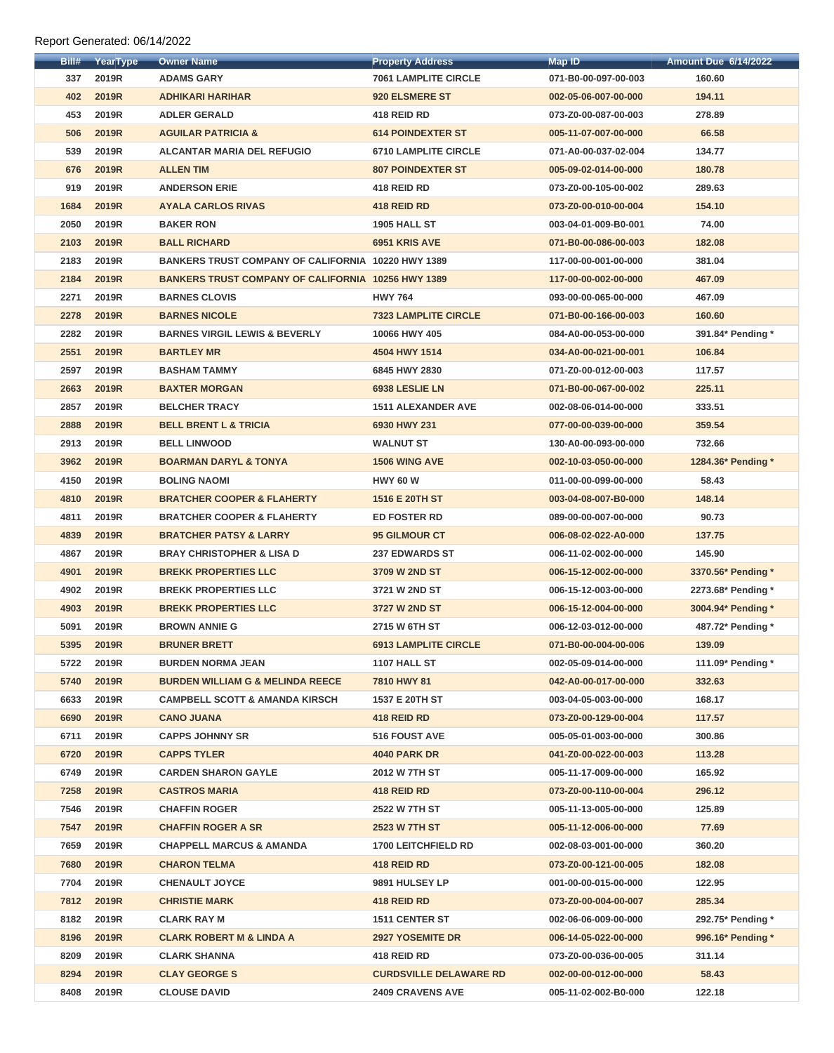Report Generated: 06/14/2022

| Bill# | YearType | Owner Name | Property Address | Map ID | Amount Due 6/14/2022 |
|---|---|---|---|---|---|
| 337 | 2019R | ADAMS GARY | 7061 LAMPLITE CIRCLE | 071-B0-00-097-00-003 | 160.60 |
| 402 | 2019R | ADHIKARI HARIHAR | 920 ELSMERE ST | 002-05-06-007-00-000 | 194.11 |
| 453 | 2019R | ADLER GERALD | 418 REID RD | 073-Z0-00-087-00-003 | 278.89 |
| 506 | 2019R | AGUILAR PATRICIA & | 614 POINDEXTER ST | 005-11-07-007-00-000 | 66.58 |
| 539 | 2019R | ALCANTAR MARIA DEL REFUGIO | 6710 LAMPLITE CIRCLE | 071-A0-00-037-02-004 | 134.77 |
| 676 | 2019R | ALLEN TIM | 807 POINDEXTER ST | 005-09-02-014-00-000 | 180.78 |
| 919 | 2019R | ANDERSON ERIE | 418 REID RD | 073-Z0-00-105-00-002 | 289.63 |
| 1684 | 2019R | AYALA CARLOS RIVAS | 418 REID RD | 073-Z0-00-010-00-004 | 154.10 |
| 2050 | 2019R | BAKER RON | 1905 HALL ST | 003-04-01-009-B0-001 | 74.00 |
| 2103 | 2019R | BALL RICHARD | 6951 KRIS AVE | 071-B0-00-086-00-003 | 182.08 |
| 2183 | 2019R | BANKERS TRUST COMPANY OF CALIFORNIA | 10220 HWY 1389 | 117-00-00-001-00-000 | 381.04 |
| 2184 | 2019R | BANKERS TRUST COMPANY OF CALIFORNIA | 10256 HWY 1389 | 117-00-00-002-00-000 | 467.09 |
| 2271 | 2019R | BARNES CLOVIS | HWY 764 | 093-00-00-065-00-000 | 467.09 |
| 2278 | 2019R | BARNES NICOLE | 7323 LAMPLITE CIRCLE | 071-B0-00-166-00-003 | 160.60 |
| 2282 | 2019R | BARNES VIRGIL LEWIS & BEVERLY | 10066 HWY 405 | 084-A0-00-053-00-000 | 391.84* Pending * |
| 2551 | 2019R | BARTLEY MR | 4504 HWY 1514 | 034-A0-00-021-00-001 | 106.84 |
| 2597 | 2019R | BASHAM TAMMY | 6845 HWY 2830 | 071-Z0-00-012-00-003 | 117.57 |
| 2663 | 2019R | BAXTER MORGAN | 6938 LESLIE LN | 071-B0-00-067-00-002 | 225.11 |
| 2857 | 2019R | BELCHER TRACY | 1511 ALEXANDER AVE | 002-08-06-014-00-000 | 333.51 |
| 2888 | 2019R | BELL BRENT L & TRICIA | 6930 HWY 231 | 077-00-00-039-00-000 | 359.54 |
| 2913 | 2019R | BELL LINWOOD | WALNUT ST | 130-A0-00-093-00-000 | 732.66 |
| 3962 | 2019R | BOARMAN DARYL & TONYA | 1506 WING AVE | 002-10-03-050-00-000 | 1284.36* Pending * |
| 4150 | 2019R | BOLING NAOMI | HWY 60 W | 011-00-00-099-00-000 | 58.43 |
| 4810 | 2019R | BRATCHER COOPER & FLAHERTY | 1516 E 20TH ST | 003-04-08-007-B0-000 | 148.14 |
| 4811 | 2019R | BRATCHER COOPER & FLAHERTY | ED FOSTER RD | 089-00-00-007-00-000 | 90.73 |
| 4839 | 2019R | BRATCHER PATSY & LARRY | 95 GILMOUR CT | 006-08-02-022-A0-000 | 137.75 |
| 4867 | 2019R | BRAY CHRISTOPHER & LISA D | 237 EDWARDS ST | 006-11-02-002-00-000 | 145.90 |
| 4901 | 2019R | BREKK PROPERTIES LLC | 3709 W 2ND ST | 006-15-12-002-00-000 | 3370.56* Pending * |
| 4902 | 2019R | BREKK PROPERTIES LLC | 3721 W 2ND ST | 006-15-12-003-00-000 | 2273.68* Pending * |
| 4903 | 2019R | BREKK PROPERTIES LLC | 3727 W 2ND ST | 006-15-12-004-00-000 | 3004.94* Pending * |
| 5091 | 2019R | BROWN ANNIE G | 2715 W 6TH ST | 006-12-03-012-00-000 | 487.72* Pending * |
| 5395 | 2019R | BRUNER BRETT | 6913 LAMPLITE CIRCLE | 071-B0-00-004-00-006 | 139.09 |
| 5722 | 2019R | BURDEN NORMA JEAN | 1107 HALL ST | 002-05-09-014-00-000 | 111.09* Pending * |
| 5740 | 2019R | BURDEN WILLIAM G & MELINDA REECE | 7810 HWY 81 | 042-A0-00-017-00-000 | 332.63 |
| 6633 | 2019R | CAMPBELL SCOTT & AMANDA KIRSCH | 1537 E 20TH ST | 003-04-05-003-00-000 | 168.17 |
| 6690 | 2019R | CANO JUANA | 418 REID RD | 073-Z0-00-129-00-004 | 117.57 |
| 6711 | 2019R | CAPPS JOHNNY SR | 516 FOUST AVE | 005-05-01-003-00-000 | 300.86 |
| 6720 | 2019R | CAPPS TYLER | 4040 PARK DR | 041-Z0-00-022-00-003 | 113.28 |
| 6749 | 2019R | CARDEN SHARON GAYLE | 2012 W 7TH ST | 005-11-17-009-00-000 | 165.92 |
| 7258 | 2019R | CASTROS MARIA | 418 REID RD | 073-Z0-00-110-00-004 | 296.12 |
| 7546 | 2019R | CHAFFIN ROGER | 2522 W 7TH ST | 005-11-13-005-00-000 | 125.89 |
| 7547 | 2019R | CHAFFIN ROGER A SR | 2523 W 7TH ST | 005-11-12-006-00-000 | 77.69 |
| 7659 | 2019R | CHAPPELL MARCUS & AMANDA | 1700 LEITCHFIELD RD | 002-08-03-001-00-000 | 360.20 |
| 7680 | 2019R | CHARON TELMA | 418 REID RD | 073-Z0-00-121-00-005 | 182.08 |
| 7704 | 2019R | CHENAULT JOYCE | 9891 HULSEY LP | 001-00-00-015-00-000 | 122.95 |
| 7812 | 2019R | CHRISTIE MARK | 418 REID RD | 073-Z0-00-004-00-007 | 285.34 |
| 8182 | 2019R | CLARK RAY M | 1511 CENTER ST | 002-06-06-009-00-000 | 292.75* Pending * |
| 8196 | 2019R | CLARK ROBERT M & LINDA A | 2927 YOSEMITE DR | 006-14-05-022-00-000 | 996.16* Pending * |
| 8209 | 2019R | CLARK SHANNA | 418 REID RD | 073-Z0-00-036-00-005 | 311.14 |
| 8294 | 2019R | CLAY GEORGE S | CURDSVILLE DELAWARE RD | 002-00-00-012-00-000 | 58.43 |
| 8408 | 2019R | CLOUSE DAVID | 2409 CRAVENS AVE | 005-11-02-002-B0-000 | 122.18 |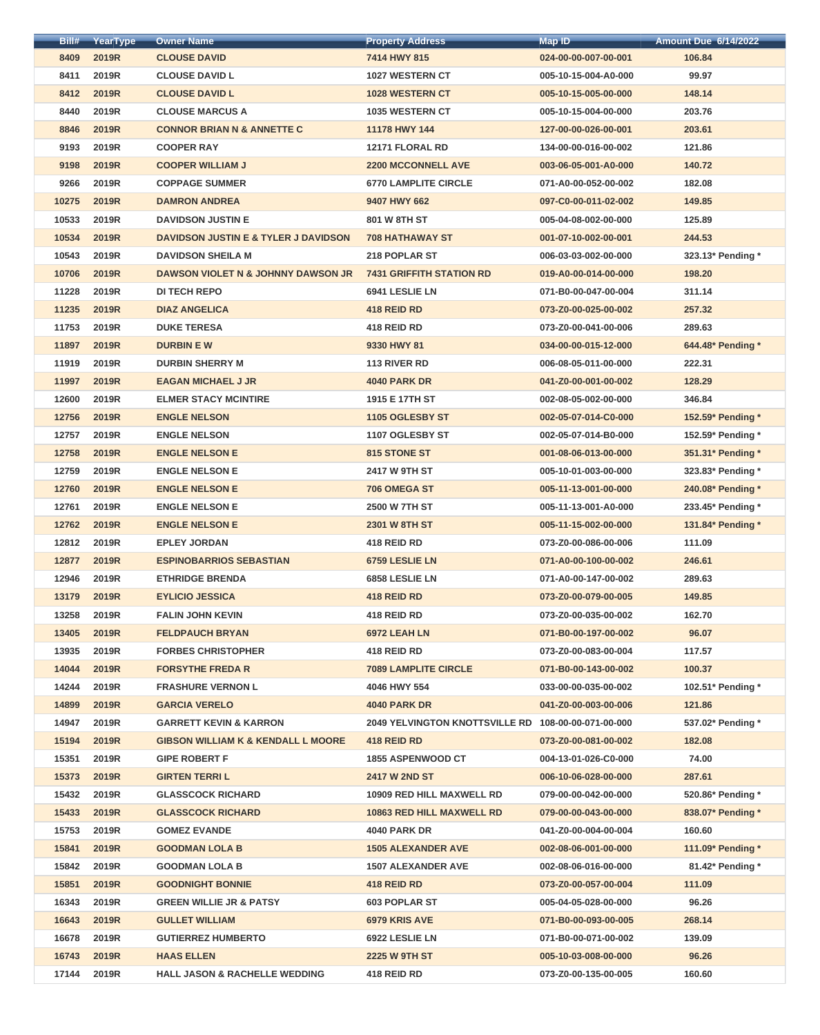| Bill# | YearType | Owner Name | Property Address | Map ID | Amount Due 6/14/2022 |
|---|---|---|---|---|---|
| 8409 | 2019R | CLOUSE DAVID | 7414 HWY 815 | 024-00-00-007-00-001 | 106.84 |
| 8411 | 2019R | CLOUSE DAVID L | 1027 WESTERN CT | 005-10-15-004-A0-000 | 99.97 |
| 8412 | 2019R | CLOUSE DAVID L | 1028 WESTERN CT | 005-10-15-005-00-000 | 148.14 |
| 8440 | 2019R | CLOUSE MARCUS A | 1035 WESTERN CT | 005-10-15-004-00-000 | 203.76 |
| 8846 | 2019R | CONNOR BRIAN N & ANNETTE C | 11178 HWY 144 | 127-00-00-026-00-001 | 203.61 |
| 9193 | 2019R | COOPER RAY | 12171 FLORAL RD | 134-00-00-016-00-002 | 121.86 |
| 9198 | 2019R | COOPER WILLIAM J | 2200 MCCONNELL AVE | 003-06-05-001-A0-000 | 140.72 |
| 9266 | 2019R | COPPAGE SUMMER | 6770 LAMPLITE CIRCLE | 071-A0-00-052-00-002 | 182.08 |
| 10275 | 2019R | DAMRON ANDREA | 9407 HWY 662 | 097-C0-00-011-02-002 | 149.85 |
| 10533 | 2019R | DAVIDSON JUSTIN E | 801 W 8TH ST | 005-04-08-002-00-000 | 125.89 |
| 10534 | 2019R | DAVIDSON JUSTIN E & TYLER J DAVIDSON | 708 HATHAWAY ST | 001-07-10-002-00-001 | 244.53 |
| 10543 | 2019R | DAVIDSON SHEILA M | 218 POPLAR ST | 006-03-03-002-00-000 | 323.13* Pending * |
| 10706 | 2019R | DAWSON VIOLET N & JOHNNY DAWSON JR | 7431 GRIFFITH STATION RD | 019-A0-00-014-00-000 | 198.20 |
| 11228 | 2019R | DI TECH REPO | 6941 LESLIE LN | 071-B0-00-047-00-004 | 311.14 |
| 11235 | 2019R | DIAZ ANGELICA | 418 REID RD | 073-Z0-00-025-00-002 | 257.32 |
| 11753 | 2019R | DUKE TERESA | 418 REID RD | 073-Z0-00-041-00-006 | 289.63 |
| 11897 | 2019R | DURBIN E W | 9330 HWY 81 | 034-00-00-015-12-000 | 644.48* Pending * |
| 11919 | 2019R | DURBIN SHERRY M | 113 RIVER RD | 006-08-05-011-00-000 | 222.31 |
| 11997 | 2019R | EAGAN MICHAEL J JR | 4040 PARK DR | 041-Z0-00-001-00-002 | 128.29 |
| 12600 | 2019R | ELMER STACY MCINTIRE | 1915 E 17TH ST | 002-08-05-002-00-000 | 346.84 |
| 12756 | 2019R | ENGLE NELSON | 1105 OGLESBY ST | 002-05-07-014-C0-000 | 152.59* Pending * |
| 12757 | 2019R | ENGLE NELSON | 1107 OGLESBY ST | 002-05-07-014-B0-000 | 152.59* Pending * |
| 12758 | 2019R | ENGLE NELSON E | 815 STONE ST | 001-08-06-013-00-000 | 351.31* Pending * |
| 12759 | 2019R | ENGLE NELSON E | 2417 W 9TH ST | 005-10-01-003-00-000 | 323.83* Pending * |
| 12760 | 2019R | ENGLE NELSON E | 706 OMEGA ST | 005-11-13-001-00-000 | 240.08* Pending * |
| 12761 | 2019R | ENGLE NELSON E | 2500 W 7TH ST | 005-11-13-001-A0-000 | 233.45* Pending * |
| 12762 | 2019R | ENGLE NELSON E | 2301 W 8TH ST | 005-11-15-002-00-000 | 131.84* Pending * |
| 12812 | 2019R | EPLEY JORDAN | 418 REID RD | 073-Z0-00-086-00-006 | 111.09 |
| 12877 | 2019R | ESPINOBARRIOS SEBASTIAN | 6759 LESLIE LN | 071-A0-00-100-00-002 | 246.61 |
| 12946 | 2019R | ETHRIDGE BRENDA | 6858 LESLIE LN | 071-A0-00-147-00-002 | 289.63 |
| 13179 | 2019R | EYLICIO JESSICA | 418 REID RD | 073-Z0-00-079-00-005 | 149.85 |
| 13258 | 2019R | FALIN JOHN KEVIN | 418 REID RD | 073-Z0-00-035-00-002 | 162.70 |
| 13405 | 2019R | FELDPAUCH BRYAN | 6972 LEAH LN | 071-B0-00-197-00-002 | 96.07 |
| 13935 | 2019R | FORBES CHRISTOPHER | 418 REID RD | 073-Z0-00-083-00-004 | 117.57 |
| 14044 | 2019R | FORSYTHE FREDA R | 7089 LAMPLITE CIRCLE | 071-B0-00-143-00-002 | 100.37 |
| 14244 | 2019R | FRASHURE VERNON L | 4046 HWY 554 | 033-00-00-035-00-002 | 102.51* Pending * |
| 14899 | 2019R | GARCIA VERELO | 4040 PARK DR | 041-Z0-00-003-00-006 | 121.86 |
| 14947 | 2019R | GARRETT KEVIN & KARRON | 2049 YELVINGTON KNOTTSVILLE RD | 108-00-00-071-00-000 | 537.02* Pending * |
| 15194 | 2019R | GIBSON WILLIAM K & KENDALL L MOORE | 418 REID RD | 073-Z0-00-081-00-002 | 182.08 |
| 15351 | 2019R | GIPE ROBERT F | 1855 ASPENWOOD CT | 004-13-01-026-C0-000 | 74.00 |
| 15373 | 2019R | GIRTEN TERRI L | 2417 W 2ND ST | 006-10-06-028-00-000 | 287.61 |
| 15432 | 2019R | GLASSCOCK RICHARD | 10909 RED HILL MAXWELL RD | 079-00-00-042-00-000 | 520.86* Pending * |
| 15433 | 2019R | GLASSCOCK RICHARD | 10863 RED HILL MAXWELL RD | 079-00-00-043-00-000 | 838.07* Pending * |
| 15753 | 2019R | GOMEZ EVANDE | 4040 PARK DR | 041-Z0-00-004-00-004 | 160.60 |
| 15841 | 2019R | GOODMAN LOLA B | 1505 ALEXANDER AVE | 002-08-06-001-00-000 | 111.09* Pending * |
| 15842 | 2019R | GOODMAN LOLA B | 1507 ALEXANDER AVE | 002-08-06-016-00-000 | 81.42* Pending * |
| 15851 | 2019R | GOODNIGHT BONNIE | 418 REID RD | 073-Z0-00-057-00-004 | 111.09 |
| 16343 | 2019R | GREEN WILLIE JR & PATSY | 603 POPLAR ST | 005-04-05-028-00-000 | 96.26 |
| 16643 | 2019R | GULLET WILLIAM | 6979 KRIS AVE | 071-B0-00-093-00-005 | 268.14 |
| 16678 | 2019R | GUTIERREZ HUMBERTO | 6922 LESLIE LN | 071-B0-00-071-00-002 | 139.09 |
| 16743 | 2019R | HAAS ELLEN | 2225 W 9TH ST | 005-10-03-008-00-000 | 96.26 |
| 17144 | 2019R | HALL JASON & RACHELLE WEDDING | 418 REID RD | 073-Z0-00-135-00-005 | 160.60 |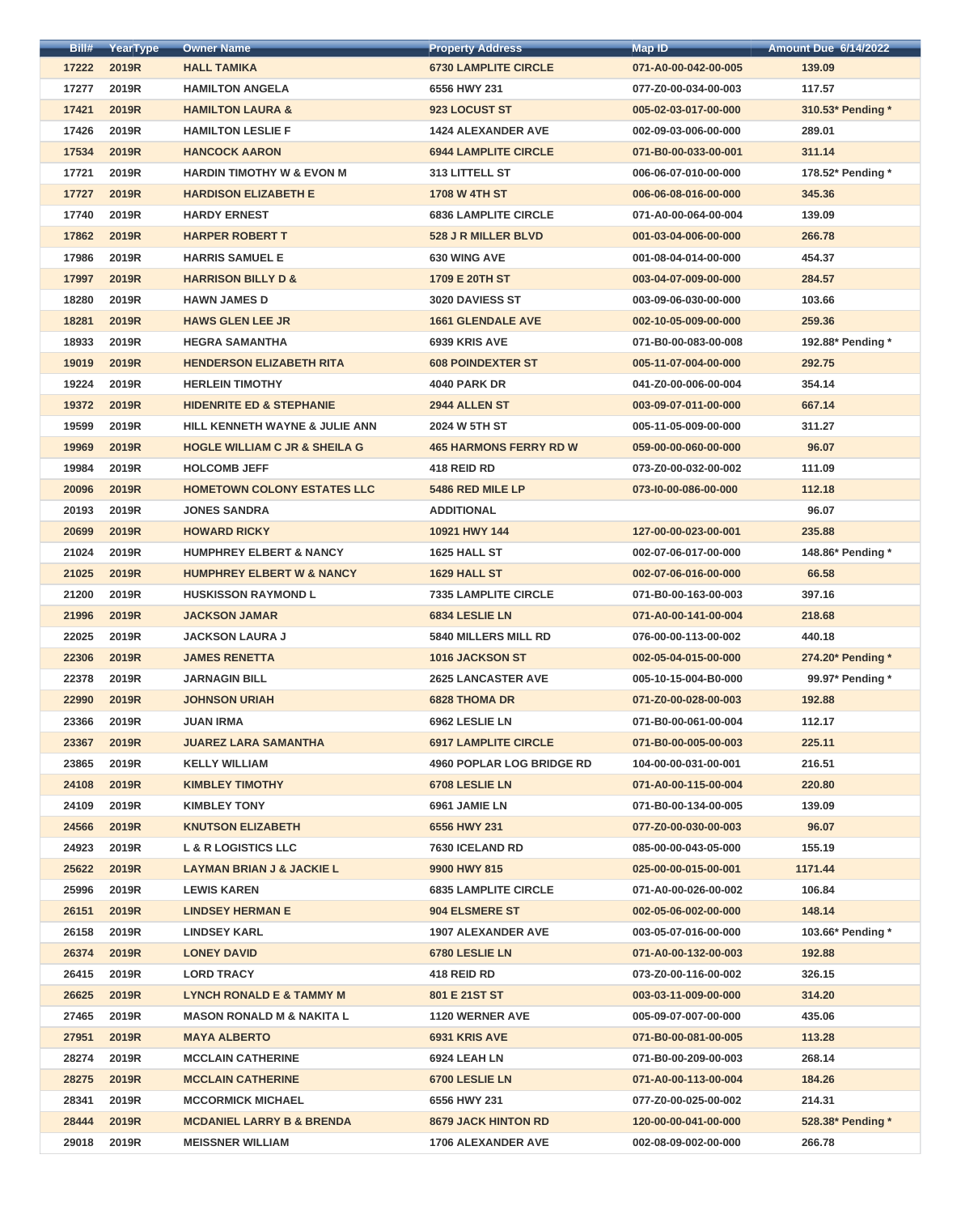| Bill# | YearType | Owner Name | Property Address | Map ID | Amount Due 6/14/2022 |
|---|---|---|---|---|---|
| 17222 | 2019R | HALL TAMIKA | 6730 LAMPLITE CIRCLE | 071-A0-00-042-00-005 | 139.09 |
| 17277 | 2019R | HAMILTON ANGELA | 6556 HWY 231 | 077-Z0-00-034-00-003 | 117.57 |
| 17421 | 2019R | HAMILTON LAURA & | 923 LOCUST ST | 005-02-03-017-00-000 | 310.53* Pending * |
| 17426 | 2019R | HAMILTON LESLIE F | 1424 ALEXANDER AVE | 002-09-03-006-00-000 | 289.01 |
| 17534 | 2019R | HANCOCK AARON | 6944 LAMPLITE CIRCLE | 071-B0-00-033-00-001 | 311.14 |
| 17721 | 2019R | HARDIN TIMOTHY W & EVON M | 313 LITTELL ST | 006-06-07-010-00-000 | 178.52* Pending * |
| 17727 | 2019R | HARDISON ELIZABETH E | 1708 W 4TH ST | 006-06-08-016-00-000 | 345.36 |
| 17740 | 2019R | HARDY ERNEST | 6836 LAMPLITE CIRCLE | 071-A0-00-064-00-004 | 139.09 |
| 17862 | 2019R | HARPER ROBERT T | 528 J R MILLER BLVD | 001-03-04-006-00-000 | 266.78 |
| 17986 | 2019R | HARRIS SAMUEL E | 630 WING AVE | 001-08-04-014-00-000 | 454.37 |
| 17997 | 2019R | HARRISON BILLY D & | 1709 E 20TH ST | 003-04-07-009-00-000 | 284.57 |
| 18280 | 2019R | HAWN JAMES D | 3020 DAVIESS ST | 003-09-06-030-00-000 | 103.66 |
| 18281 | 2019R | HAWS GLEN LEE JR | 1661 GLENDALE AVE | 002-10-05-009-00-000 | 259.36 |
| 18933 | 2019R | HEGRA SAMANTHA | 6939 KRIS AVE | 071-B0-00-083-00-008 | 192.88* Pending * |
| 19019 | 2019R | HENDERSON ELIZABETH RITA | 608 POINDEXTER ST | 005-11-07-004-00-000 | 292.75 |
| 19224 | 2019R | HERLEIN TIMOTHY | 4040 PARK DR | 041-Z0-00-006-00-004 | 354.14 |
| 19372 | 2019R | HIDENRITE ED & STEPHANIE | 2944 ALLEN ST | 003-09-07-011-00-000 | 667.14 |
| 19599 | 2019R | HILL KENNETH WAYNE & JULIE ANN | 2024 W 5TH ST | 005-11-05-009-00-000 | 311.27 |
| 19969 | 2019R | HOGLE WILLIAM C JR & SHEILA G | 465 HARMONS FERRY RD W | 059-00-00-060-00-000 | 96.07 |
| 19984 | 2019R | HOLCOMB JEFF | 418 REID RD | 073-Z0-00-032-00-002 | 111.09 |
| 20096 | 2019R | HOMETOWN COLONY ESTATES LLC | 5486 RED MILE LP | 073-I0-00-086-00-000 | 112.18 |
| 20193 | 2019R | JONES SANDRA | ADDITIONAL | | 96.07 |
| 20699 | 2019R | HOWARD RICKY | 10921 HWY 144 | 127-00-00-023-00-001 | 235.88 |
| 21024 | 2019R | HUMPHREY ELBERT & NANCY | 1625 HALL ST | 002-07-06-017-00-000 | 148.86* Pending * |
| 21025 | 2019R | HUMPHREY ELBERT W & NANCY | 1629 HALL ST | 002-07-06-016-00-000 | 66.58 |
| 21200 | 2019R | HUSKISSON RAYMOND L | 7335 LAMPLITE CIRCLE | 071-B0-00-163-00-003 | 397.16 |
| 21996 | 2019R | JACKSON JAMAR | 6834 LESLIE LN | 071-A0-00-141-00-004 | 218.68 |
| 22025 | 2019R | JACKSON LAURA J | 5840 MILLERS MILL RD | 076-00-00-113-00-002 | 440.18 |
| 22306 | 2019R | JAMES RENETTA | 1016 JACKSON ST | 002-05-04-015-00-000 | 274.20* Pending * |
| 22378 | 2019R | JARNAGIN BILL | 2625 LANCASTER AVE | 005-10-15-004-B0-000 | 99.97* Pending * |
| 22990 | 2019R | JOHNSON URIAH | 6828 THOMA DR | 071-Z0-00-028-00-003 | 192.88 |
| 23366 | 2019R | JUAN IRMA | 6962 LESLIE LN | 071-B0-00-061-00-004 | 112.17 |
| 23367 | 2019R | JUAREZ LARA SAMANTHA | 6917 LAMPLITE CIRCLE | 071-B0-00-005-00-003 | 225.11 |
| 23865 | 2019R | KELLY WILLIAM | 4960 POPLAR LOG BRIDGE RD | 104-00-00-031-00-001 | 216.51 |
| 24108 | 2019R | KIMBLEY TIMOTHY | 6708 LESLIE LN | 071-A0-00-115-00-004 | 220.80 |
| 24109 | 2019R | KIMBLEY TONY | 6961 JAMIE LN | 071-B0-00-134-00-005 | 139.09 |
| 24566 | 2019R | KNUTSON ELIZABETH | 6556 HWY 231 | 077-Z0-00-030-00-003 | 96.07 |
| 24923 | 2019R | L & R LOGISTICS LLC | 7630 ICELAND RD | 085-00-00-043-05-000 | 155.19 |
| 25622 | 2019R | LAYMAN BRIAN J & JACKIE L | 9900 HWY 815 | 025-00-00-015-00-001 | 1171.44 |
| 25996 | 2019R | LEWIS KAREN | 6835 LAMPLITE CIRCLE | 071-A0-00-026-00-002 | 106.84 |
| 26151 | 2019R | LINDSEY HERMAN E | 904 ELSMERE ST | 002-05-06-002-00-000 | 148.14 |
| 26158 | 2019R | LINDSEY KARL | 1907 ALEXANDER AVE | 003-05-07-016-00-000 | 103.66* Pending * |
| 26374 | 2019R | LONEY DAVID | 6780 LESLIE LN | 071-A0-00-132-00-003 | 192.88 |
| 26415 | 2019R | LORD TRACY | 418 REID RD | 073-Z0-00-116-00-002 | 326.15 |
| 26625 | 2019R | LYNCH RONALD E & TAMMY M | 801 E 21ST ST | 003-03-11-009-00-000 | 314.20 |
| 27465 | 2019R | MASON RONALD M & NAKITA L | 1120 WERNER AVE | 005-09-07-007-00-000 | 435.06 |
| 27951 | 2019R | MAYA ALBERTO | 6931 KRIS AVE | 071-B0-00-081-00-005 | 113.28 |
| 28274 | 2019R | MCCLAIN CATHERINE | 6924 LEAH LN | 071-B0-00-209-00-003 | 268.14 |
| 28275 | 2019R | MCCLAIN CATHERINE | 6700 LESLIE LN | 071-A0-00-113-00-004 | 184.26 |
| 28341 | 2019R | MCCORMICK MICHAEL | 6556 HWY 231 | 077-Z0-00-025-00-002 | 214.31 |
| 28444 | 2019R | MCDANIEL LARRY B & BRENDA | 8679 JACK HINTON RD | 120-00-00-041-00-000 | 528.38* Pending * |
| 29018 | 2019R | MEISSNER WILLIAM | 1706 ALEXANDER AVE | 002-08-09-002-00-000 | 266.78 |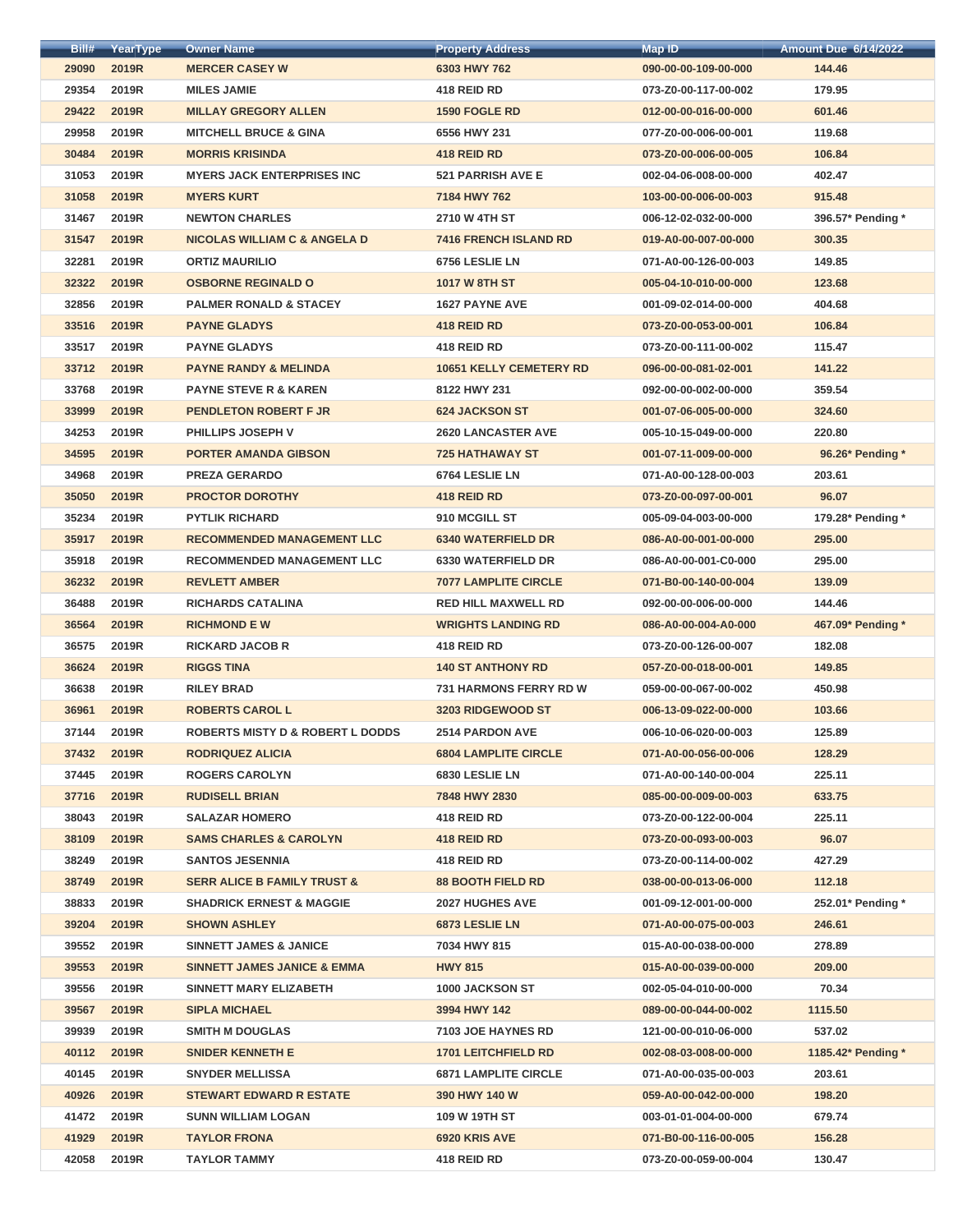| Bill# | YearType | Owner Name | Property Address | Map ID | Amount Due 6/14/2022 |
|---|---|---|---|---|---|
| 29090 | 2019R | MERCER CASEY W | 6303 HWY 762 | 090-00-00-109-00-000 | 144.46 |
| 29354 | 2019R | MILES JAMIE | 418 REID RD | 073-Z0-00-117-00-002 | 179.95 |
| 29422 | 2019R | MILLAY GREGORY ALLEN | 1590 FOGLE RD | 012-00-00-016-00-000 | 601.46 |
| 29958 | 2019R | MITCHELL BRUCE & GINA | 6556 HWY 231 | 077-Z0-00-006-00-001 | 119.68 |
| 30484 | 2019R | MORRIS KRISINDA | 418 REID RD | 073-Z0-00-006-00-005 | 106.84 |
| 31053 | 2019R | MYERS JACK ENTERPRISES INC | 521 PARRISH AVE E | 002-04-06-008-00-000 | 402.47 |
| 31058 | 2019R | MYERS KURT | 7184 HWY 762 | 103-00-00-006-00-003 | 915.48 |
| 31467 | 2019R | NEWTON CHARLES | 2710 W 4TH ST | 006-12-02-032-00-000 | 396.57* Pending * |
| 31547 | 2019R | NICOLAS WILLIAM C & ANGELA D | 7416 FRENCH ISLAND RD | 019-A0-00-007-00-000 | 300.35 |
| 32281 | 2019R | ORTIZ MAURILIO | 6756 LESLIE LN | 071-A0-00-126-00-003 | 149.85 |
| 32322 | 2019R | OSBORNE REGINALD O | 1017 W 8TH ST | 005-04-10-010-00-000 | 123.68 |
| 32856 | 2019R | PALMER RONALD & STACEY | 1627 PAYNE AVE | 001-09-02-014-00-000 | 404.68 |
| 33516 | 2019R | PAYNE GLADYS | 418 REID RD | 073-Z0-00-053-00-001 | 106.84 |
| 33517 | 2019R | PAYNE GLADYS | 418 REID RD | 073-Z0-00-111-00-002 | 115.47 |
| 33712 | 2019R | PAYNE RANDY & MELINDA | 10651 KELLY CEMETERY RD | 096-00-00-081-02-001 | 141.22 |
| 33768 | 2019R | PAYNE STEVE R & KAREN | 8122 HWY 231 | 092-00-00-002-00-000 | 359.54 |
| 33999 | 2019R | PENDLETON ROBERT F JR | 624 JACKSON ST | 001-07-06-005-00-000 | 324.60 |
| 34253 | 2019R | PHILLIPS JOSEPH V | 2620 LANCASTER AVE | 005-10-15-049-00-000 | 220.80 |
| 34595 | 2019R | PORTER AMANDA GIBSON | 725 HATHAWAY ST | 001-07-11-009-00-000 | 96.26* Pending * |
| 34968 | 2019R | PREZA GERARDO | 6764 LESLIE LN | 071-A0-00-128-00-003 | 203.61 |
| 35050 | 2019R | PROCTOR DOROTHY | 418 REID RD | 073-Z0-00-097-00-001 | 96.07 |
| 35234 | 2019R | PYTLIK RICHARD | 910 MCGILL ST | 005-09-04-003-00-000 | 179.28* Pending * |
| 35917 | 2019R | RECOMMENDED MANAGEMENT LLC | 6340 WATERFIELD DR | 086-A0-00-001-00-000 | 295.00 |
| 35918 | 2019R | RECOMMENDED MANAGEMENT LLC | 6330 WATERFIELD DR | 086-A0-00-001-C0-000 | 295.00 |
| 36232 | 2019R | REVLETT AMBER | 7077 LAMPLITE CIRCLE | 071-B0-00-140-00-004 | 139.09 |
| 36488 | 2019R | RICHARDS CATALINA | RED HILL MAXWELL RD | 092-00-00-006-00-000 | 144.46 |
| 36564 | 2019R | RICHMOND E W | WRIGHTS LANDING RD | 086-A0-00-004-A0-000 | 467.09* Pending * |
| 36575 | 2019R | RICKARD JACOB R | 418 REID RD | 073-Z0-00-126-00-007 | 182.08 |
| 36624 | 2019R | RIGGS TINA | 140 ST ANTHONY RD | 057-Z0-00-018-00-001 | 149.85 |
| 36638 | 2019R | RILEY BRAD | 731 HARMONS FERRY RD W | 059-00-00-067-00-002 | 450.98 |
| 36961 | 2019R | ROBERTS CAROL L | 3203 RIDGEWOOD ST | 006-13-09-022-00-000 | 103.66 |
| 37144 | 2019R | ROBERTS MISTY D & ROBERT L DODDS | 2514 PARDON AVE | 006-10-06-020-00-003 | 125.89 |
| 37432 | 2019R | RODRIQUEZ ALICIA | 6804 LAMPLITE CIRCLE | 071-A0-00-056-00-006 | 128.29 |
| 37445 | 2019R | ROGERS CAROLYN | 6830 LESLIE LN | 071-A0-00-140-00-004 | 225.11 |
| 37716 | 2019R | RUDISELL BRIAN | 7848 HWY 2830 | 085-00-00-009-00-003 | 633.75 |
| 38043 | 2019R | SALAZAR HOMERO | 418 REID RD | 073-Z0-00-122-00-004 | 225.11 |
| 38109 | 2019R | SAMS CHARLES & CAROLYN | 418 REID RD | 073-Z0-00-093-00-003 | 96.07 |
| 38249 | 2019R | SANTOS JESENNIA | 418 REID RD | 073-Z0-00-114-00-002 | 427.29 |
| 38749 | 2019R | SERR ALICE B FAMILY TRUST & | 88 BOOTH FIELD RD | 038-00-00-013-06-000 | 112.18 |
| 38833 | 2019R | SHADRICK ERNEST & MAGGIE | 2027 HUGHES AVE | 001-09-12-001-00-000 | 252.01* Pending * |
| 39204 | 2019R | SHOWN ASHLEY | 6873 LESLIE LN | 071-A0-00-075-00-003 | 246.61 |
| 39552 | 2019R | SINNETT JAMES & JANICE | 7034 HWY 815 | 015-A0-00-038-00-000 | 278.89 |
| 39553 | 2019R | SINNETT JAMES JANICE & EMMA | HWY 815 | 015-A0-00-039-00-000 | 209.00 |
| 39556 | 2019R | SINNETT MARY ELIZABETH | 1000 JACKSON ST | 002-05-04-010-00-000 | 70.34 |
| 39567 | 2019R | SIPLA MICHAEL | 3994 HWY 142 | 089-00-00-044-00-002 | 1115.50 |
| 39939 | 2019R | SMITH M DOUGLAS | 7103 JOE HAYNES RD | 121-00-00-010-06-000 | 537.02 |
| 40112 | 2019R | SNIDER KENNETH E | 1701 LEITCHFIELD RD | 002-08-03-008-00-000 | 1185.42* Pending * |
| 40145 | 2019R | SNYDER MELLISSA | 6871 LAMPLITE CIRCLE | 071-A0-00-035-00-003 | 203.61 |
| 40926 | 2019R | STEWART EDWARD R ESTATE | 390 HWY 140 W | 059-A0-00-042-00-000 | 198.20 |
| 41472 | 2019R | SUNN WILLIAM LOGAN | 109 W 19TH ST | 003-01-01-004-00-000 | 679.74 |
| 41929 | 2019R | TAYLOR FRONA | 6920 KRIS AVE | 071-B0-00-116-00-005 | 156.28 |
| 42058 | 2019R | TAYLOR TAMMY | 418 REID RD | 073-Z0-00-059-00-004 | 130.47 |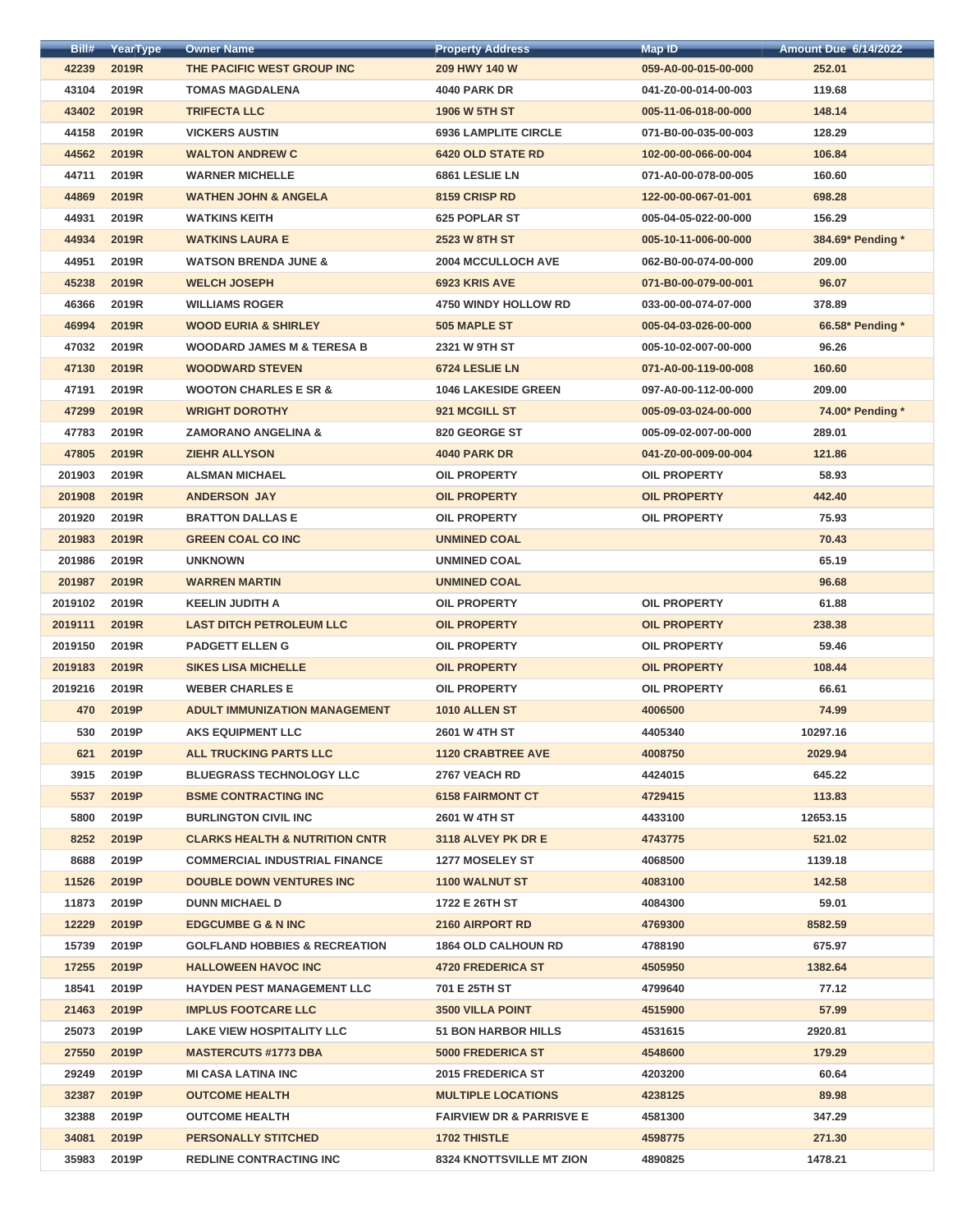| Bill# | YearType | Owner Name | Property Address | Map ID | Amount Due 6/14/2022 |
|---|---|---|---|---|---|
| 42239 | 2019R | THE PACIFIC WEST GROUP INC | 209 HWY 140 W | 059-A0-00-015-00-000 | 252.01 |
| 43104 | 2019R | TOMAS MAGDALENA | 4040 PARK DR | 041-Z0-00-014-00-003 | 119.68 |
| 43402 | 2019R | TRIFECTA LLC | 1906 W 5TH ST | 005-11-06-018-00-000 | 148.14 |
| 44158 | 2019R | VICKERS AUSTIN | 6936 LAMPLITE CIRCLE | 071-B0-00-035-00-003 | 128.29 |
| 44562 | 2019R | WALTON ANDREW C | 6420 OLD STATE RD | 102-00-00-066-00-004 | 106.84 |
| 44711 | 2019R | WARNER MICHELLE | 6861 LESLIE LN | 071-A0-00-078-00-005 | 160.60 |
| 44869 | 2019R | WATHEN JOHN & ANGELA | 8159 CRISP RD | 122-00-00-067-01-001 | 698.28 |
| 44931 | 2019R | WATKINS KEITH | 625 POPLAR ST | 005-04-05-022-00-000 | 156.29 |
| 44934 | 2019R | WATKINS LAURA E | 2523 W 8TH ST | 005-10-11-006-00-000 | 384.69* Pending * |
| 44951 | 2019R | WATSON BRENDA JUNE & | 2004 MCCULLOCH AVE | 062-B0-00-074-00-000 | 209.00 |
| 45238 | 2019R | WELCH JOSEPH | 6923 KRIS AVE | 071-B0-00-079-00-001 | 96.07 |
| 46366 | 2019R | WILLIAMS ROGER | 4750 WINDY HOLLOW RD | 033-00-00-074-07-000 | 378.89 |
| 46994 | 2019R | WOOD EURIA & SHIRLEY | 505 MAPLE ST | 005-04-03-026-00-000 | 66.58* Pending * |
| 47032 | 2019R | WOODARD JAMES M & TERESA B | 2321 W 9TH ST | 005-10-02-007-00-000 | 96.26 |
| 47130 | 2019R | WOODWARD STEVEN | 6724 LESLIE LN | 071-A0-00-119-00-008 | 160.60 |
| 47191 | 2019R | WOOTON CHARLES E SR & | 1046 LAKESIDE GREEN | 097-A0-00-112-00-000 | 209.00 |
| 47299 | 2019R | WRIGHT DOROTHY | 921 MCGILL ST | 005-09-03-024-00-000 | 74.00* Pending * |
| 47783 | 2019R | ZAMORANO ANGELINA & | 820 GEORGE ST | 005-09-02-007-00-000 | 289.01 |
| 47805 | 2019R | ZIEHR ALLYSON | 4040 PARK DR | 041-Z0-00-009-00-004 | 121.86 |
| 201903 | 2019R | ALSMAN MICHAEL | OIL PROPERTY | OIL PROPERTY | 58.93 |
| 201908 | 2019R | ANDERSON JAY | OIL PROPERTY | OIL PROPERTY | 442.40 |
| 201920 | 2019R | BRATTON DALLAS E | OIL PROPERTY | OIL PROPERTY | 75.93 |
| 201983 | 2019R | GREEN COAL CO INC | UNMINED COAL | | 70.43 |
| 201986 | 2019R | UNKNOWN | UNMINED COAL | | 65.19 |
| 201987 | 2019R | WARREN MARTIN | UNMINED COAL | | 96.68 |
| 2019102 | 2019R | KEELIN JUDITH A | OIL PROPERTY | OIL PROPERTY | 61.88 |
| 2019111 | 2019R | LAST DITCH PETROLEUM LLC | OIL PROPERTY | OIL PROPERTY | 238.38 |
| 2019150 | 2019R | PADGETT ELLEN G | OIL PROPERTY | OIL PROPERTY | 59.46 |
| 2019183 | 2019R | SIKES LISA MICHELLE | OIL PROPERTY | OIL PROPERTY | 108.44 |
| 2019216 | 2019R | WEBER CHARLES E | OIL PROPERTY | OIL PROPERTY | 66.61 |
| 470 | 2019P | ADULT IMMUNIZATION MANAGEMENT | 1010 ALLEN ST | 4006500 | 74.99 |
| 530 | 2019P | AKS EQUIPMENT LLC | 2601 W 4TH ST | 4405340 | 10297.16 |
| 621 | 2019P | ALL TRUCKING PARTS LLC | 1120 CRABTREE AVE | 4008750 | 2029.94 |
| 3915 | 2019P | BLUEGRASS TECHNOLOGY LLC | 2767 VEACH RD | 4424015 | 645.22 |
| 5537 | 2019P | BSME CONTRACTING INC | 6158 FAIRMONT CT | 4729415 | 113.83 |
| 5800 | 2019P | BURLINGTON CIVIL INC | 2601 W 4TH ST | 4433100 | 12653.15 |
| 8252 | 2019P | CLARKS HEALTH & NUTRITION CNTR | 3118 ALVEY PK DR E | 4743775 | 521.02 |
| 8688 | 2019P | COMMERCIAL INDUSTRIAL FINANCE | 1277 MOSELEY ST | 4068500 | 1139.18 |
| 11526 | 2019P | DOUBLE DOWN VENTURES INC | 1100 WALNUT ST | 4083100 | 142.58 |
| 11873 | 2019P | DUNN MICHAEL D | 1722 E 26TH ST | 4084300 | 59.01 |
| 12229 | 2019P | EDGCUMBE G & N INC | 2160 AIRPORT RD | 4769300 | 8582.59 |
| 15739 | 2019P | GOLFLAND HOBBIES & RECREATION | 1864 OLD CALHOUN RD | 4788190 | 675.97 |
| 17255 | 2019P | HALLOWEEN HAVOC INC | 4720 FREDERICA ST | 4505950 | 1382.64 |
| 18541 | 2019P | HAYDEN PEST MANAGEMENT LLC | 701 E 25TH ST | 4799640 | 77.12 |
| 21463 | 2019P | IMPLUS FOOTCARE LLC | 3500 VILLA POINT | 4515900 | 57.99 |
| 25073 | 2019P | LAKE VIEW HOSPITALITY LLC | 51 BON HARBOR HILLS | 4531615 | 2920.81 |
| 27550 | 2019P | MASTERCUTS #1773 DBA | 5000 FREDERICA ST | 4548600 | 179.29 |
| 29249 | 2019P | MI CASA LATINA INC | 2015 FREDERICA ST | 4203200 | 60.64 |
| 32387 | 2019P | OUTCOME HEALTH | MULTIPLE LOCATIONS | 4238125 | 89.98 |
| 32388 | 2019P | OUTCOME HEALTH | FAIRVIEW DR & PARRISVE E | 4581300 | 347.29 |
| 34081 | 2019P | PERSONALLY STITCHED | 1702 THISTLE | 4598775 | 271.30 |
| 35983 | 2019P | REDLINE CONTRACTING INC | 8324 KNOTTSVILLE MT ZION | 4890825 | 1478.21 |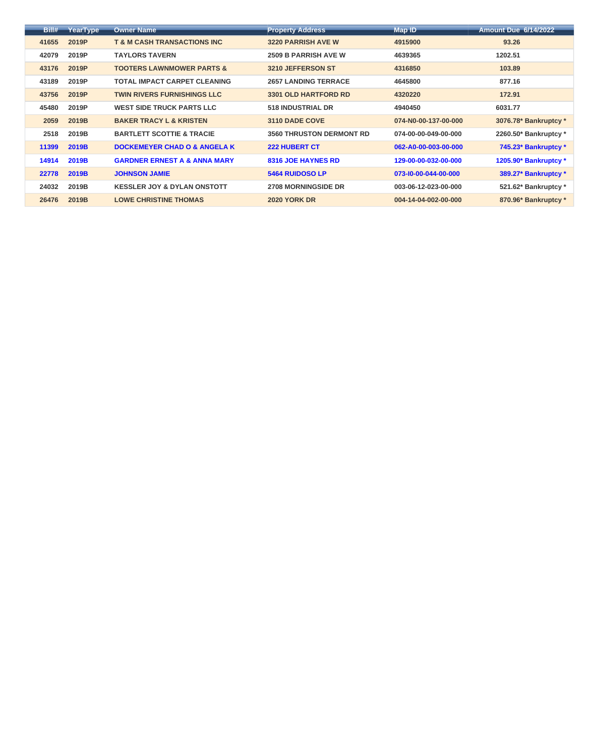| Bill# | YearType | Owner Name | Property Address | Map ID | Amount Due 6/14/2022 |
|---|---|---|---|---|---|
| 41655 | 2019P | T & M CASH TRANSACTIONS INC | 3220 PARRISH AVE W | 4915900 | 93.26 |
| 42079 | 2019P | TAYLORS TAVERN | 2509 B PARRISH AVE W | 4639365 | 1202.51 |
| 43176 | 2019P | TOOTERS LAWNMOWER PARTS & | 3210 JEFFERSON ST | 4316850 | 103.89 |
| 43189 | 2019P | TOTAL IMPACT CARPET CLEANING | 2657 LANDING TERRACE | 4645800 | 877.16 |
| 43756 | 2019P | TWIN RIVERS FURNISHINGS LLC | 3301 OLD HARTFORD RD | 4320220 | 172.91 |
| 45480 | 2019P | WEST SIDE TRUCK PARTS LLC | 518 INDUSTRIAL DR | 4940450 | 6031.77 |
| 2059 | 2019B | BAKER TRACY L & KRISTEN | 3110 DADE COVE | 074-N0-00-137-00-000 | 3076.78* Bankruptcy * |
| 2518 | 2019B | BARTLETT SCOTTIE & TRACIE | 3560 THRUSTON DERMONT RD | 074-00-00-049-00-000 | 2260.50* Bankruptcy * |
| 11399 | 2019B | DOCKEMEYER CHAD O & ANGELA K | 222 HUBERT CT | 062-A0-00-003-00-000 | 745.23* Bankruptcy * |
| 14914 | 2019B | GARDNER ERNEST A & ANNA MARY | 8316 JOE HAYNES RD | 129-00-00-032-00-000 | 1205.90* Bankruptcy * |
| 22778 | 2019B | JOHNSON JAMIE | 5464 RUIDOSO LP | 073-I0-00-044-00-000 | 389.27* Bankruptcy * |
| 24032 | 2019B | KESSLER JOY & DYLAN ONSTOTT | 2708 MORNINGSIDE DR | 003-06-12-023-00-000 | 521.62* Bankruptcy * |
| 26476 | 2019B | LOWE CHRISTINE THOMAS | 2020 YORK DR | 004-14-04-002-00-000 | 870.96* Bankruptcy * |